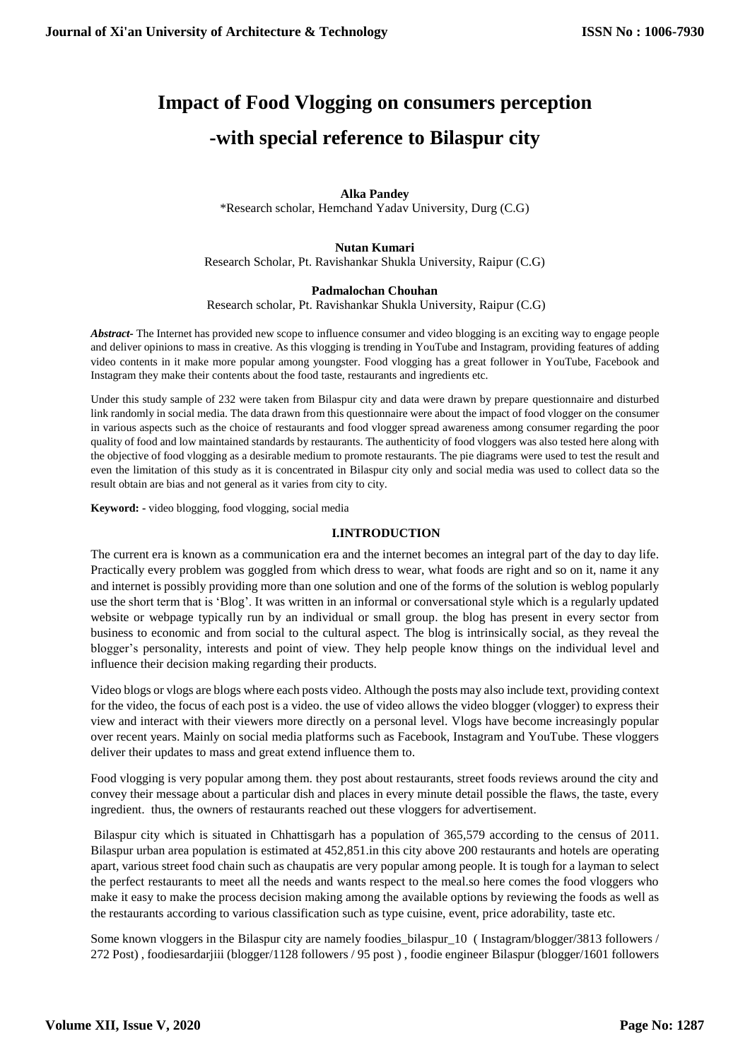# Impact of Food Vlogging on consumers perception -with special reference to Bilaspur city

**Alka Pandey**
*Research scholar, Hemchand Yadav University, Durg (C.G)

**Nutan Kumari**
Research Scholar, Pt. Ravishankar Shukla University, Raipur (C.G)

**Padmalochan Chouhan**
Research scholar, Pt. Ravishankar Shukla University, Raipur (C.G)

***Abstract-*** The Internet has provided new scope to influence consumer and video blogging is an exciting way to engage people and deliver opinions to mass in creative. As this vlogging is trending in YouTube and Instagram, providing features of adding video contents in it make more popular among youngster. Food vlogging has a great follower in YouTube, Facebook and Instagram they make their contents about the food taste, restaurants and ingredients etc.

Under this study sample of 232 were taken from Bilaspur city and data were drawn by prepare questionnaire and disturbed link randomly in social media. The data drawn from this questionnaire were about the impact of food vlogger on the consumer in various aspects such as the choice of restaurants and food vlogger spread awareness among consumer regarding the poor quality of food and low maintained standards by restaurants. The authenticity of food vloggers was also tested here along with the objective of food vlogging as a desirable medium to promote restaurants. The pie diagrams were used to test the result and even the limitation of this study as it is concentrated in Bilaspur city only and social media was used to collect data so the result obtain are bias and not general as it varies from city to city.

**Keyword: -** video blogging, food vlogging, social media

## I.INTRODUCTION

The current era is known as a communication era and the internet becomes an integral part of the day to day life. Practically every problem was goggled from which dress to wear, what foods are right and so on it, name it any and internet is possibly providing more than one solution and one of the forms of the solution is weblog popularly use the short term that is 'Blog'. It was written in an informal or conversational style which is a regularly updated website or webpage typically run by an individual or small group. the blog has present in every sector from business to economic and from social to the cultural aspect. The blog is intrinsically social, as they reveal the blogger's personality, interests and point of view. They help people know things on the individual level and influence their decision making regarding their products.

Video blogs or vlogs are blogs where each posts video. Although the posts may also include text, providing context for the video, the focus of each post is a video. the use of video allows the video blogger (vlogger) to express their view and interact with their viewers more directly on a personal level. Vlogs have become increasingly popular over recent years. Mainly on social media platforms such as Facebook, Instagram and YouTube. These vloggers deliver their updates to mass and great extend influence them to.

Food vlogging is very popular among them. they post about restaurants, street foods reviews around the city and convey their message about a particular dish and places in every minute detail possible the flaws, the taste, every ingredient. thus, the owners of restaurants reached out these vloggers for advertisement.

Bilaspur city which is situated in Chhattisgarh has a population of 365,579 according to the census of 2011. Bilaspur urban area population is estimated at 452,851.in this city above 200 restaurants and hotels are operating apart, various street food chain such as chaupatis are very popular among people. It is tough for a layman to select the perfect restaurants to meet all the needs and wants respect to the meal.so here comes the food vloggers who make it easy to make the process decision making among the available options by reviewing the foods as well as the restaurants according to various classification such as type cuisine, event, price adorability, taste etc.

Some known vloggers in the Bilaspur city are namely foodies_bilaspur_10 ( Instagram/blogger/3813 followers / 272 Post) , foodiesardarjiii (blogger/1128 followers / 95 post ) , foodie engineer Bilaspur (blogger/1601 followers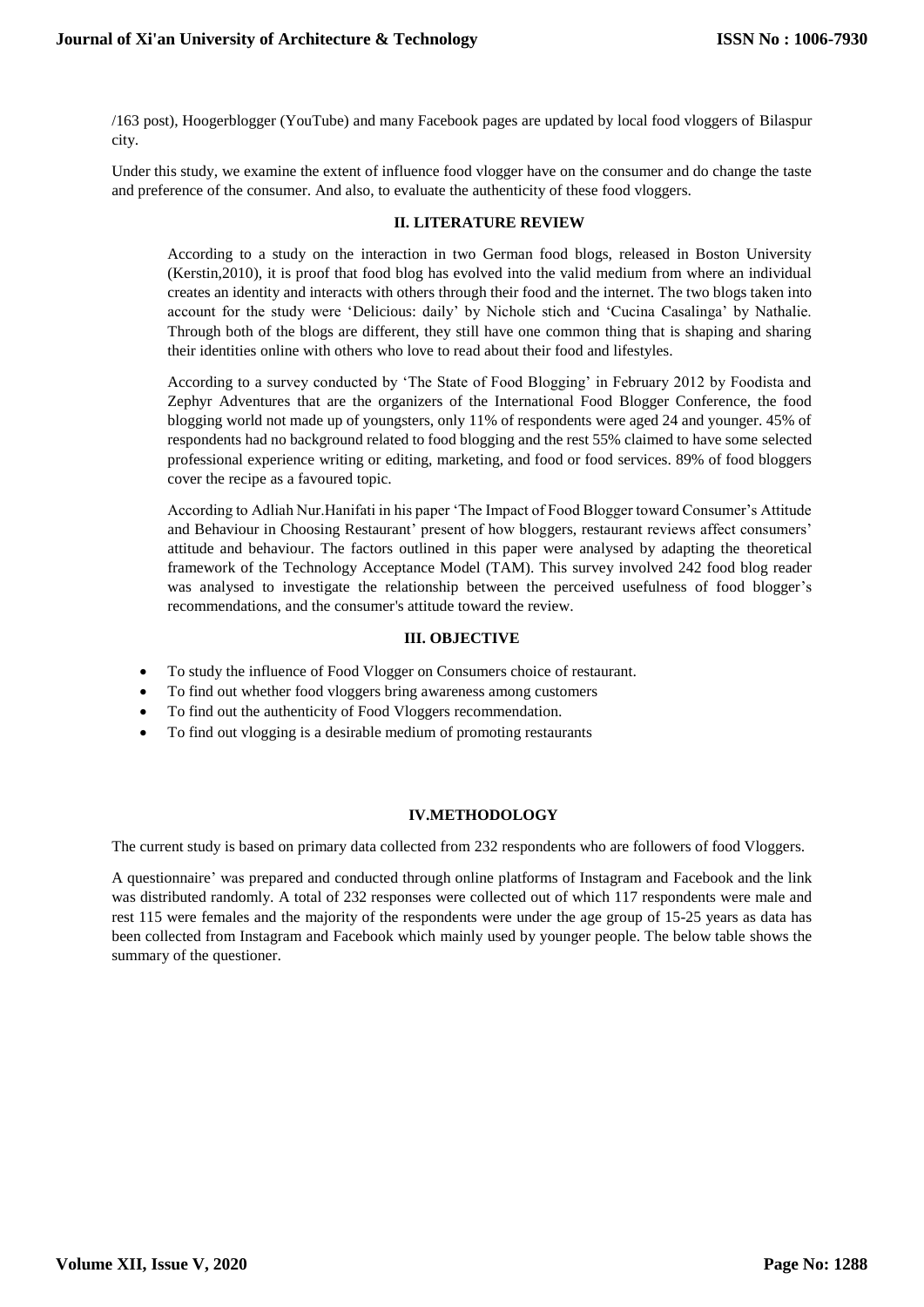/163 post), Hoogerblogger (YouTube) and many Facebook pages are updated by local food vloggers of Bilaspur city.

Under this study, we examine the extent of influence food vlogger have on the consumer and do change the taste and preference of the consumer. And also, to evaluate the authenticity of these food vloggers.

## II. LITERATURE REVIEW

According to a study on the interaction in two German food blogs, released in Boston University (Kerstin,2010), it is proof that food blog has evolved into the valid medium from where an individual creates an identity and interacts with others through their food and the internet. The two blogs taken into account for the study were 'Delicious: daily' by Nichole stich and 'Cucina Casalinga' by Nathalie. Through both of the blogs are different, they still have one common thing that is shaping and sharing their identities online with others who love to read about their food and lifestyles.

According to a survey conducted by 'The State of Food Blogging' in February 2012 by Foodista and Zephyr Adventures that are the organizers of the International Food Blogger Conference, the food blogging world not made up of youngsters, only 11% of respondents were aged 24 and younger. 45% of respondents had no background related to food blogging and the rest 55% claimed to have some selected professional experience writing or editing, marketing, and food or food services. 89% of food bloggers cover the recipe as a favoured topic.

According to Adliah Nur.Hanifati in his paper 'The Impact of Food Blogger toward Consumer's Attitude and Behaviour in Choosing Restaurant' present of how bloggers, restaurant reviews affect consumers' attitude and behaviour. The factors outlined in this paper were analysed by adapting the theoretical framework of the Technology Acceptance Model (TAM). This survey involved 242 food blog reader was analysed to investigate the relationship between the perceived usefulness of food blogger's recommendations, and the consumer's attitude toward the review.

## III. OBJECTIVE

- To study the influence of Food Vlogger on Consumers choice of restaurant.
- To find out whether food vloggers bring awareness among customers
- To find out the authenticity of Food Vloggers recommendation.
- To find out vlogging is a desirable medium of promoting restaurants

## IV.METHODOLOGY

The current study is based on primary data collected from 232 respondents who are followers of food Vloggers.

A questionnaire' was prepared and conducted through online platforms of Instagram and Facebook and the link was distributed randomly. A total of 232 responses were collected out of which 117 respondents were male and rest 115 were females and the majority of the respondents were under the age group of 15-25 years as data has been collected from Instagram and Facebook which mainly used by younger people. The below table shows the summary of the questioner.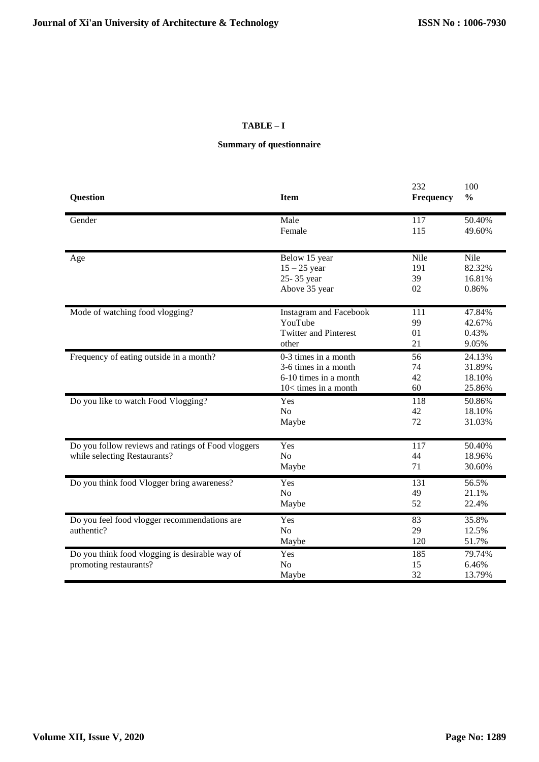**TABLE – I**

**Summary of questionnaire**

| Question | Item | 232 Frequency | 100 % |
|---|---|---|---|
| Gender | Male | 117 | 50.40% |
| | Female | 115 | 49.60% |
| Age | Below 15 year | Nile | Nile |
| | 15 – 25 year | 191 | 82.32% |
| | 25- 35 year | 39 | 16.81% |
| | Above 35 year | 02 | 0.86% |
| Mode of watching food vlogging? | Instagram and Facebook | 111 | 47.84% |
| | YouTube | 99 | 42.67% |
| | Twitter and Pinterest | 01 | 0.43% |
| | other | 21 | 9.05% |
| Frequency of eating outside in a month? | 0-3 times in a month | 56 | 24.13% |
| | 3-6 times in a month | 74 | 31.89% |
| | 6-10 times in a month | 42 | 18.10% |
| | 10< times in a month | 60 | 25.86% |
| Do you like to watch Food Vlogging? | Yes | 118 | 50.86% |
| | No | 42 | 18.10% |
| | Maybe | 72 | 31.03% |
| Do you follow reviews and ratings of Food vloggers while selecting Restaurants? | Yes | 117 | 50.40% |
| | No | 44 | 18.96% |
| | Maybe | 71 | 30.60% |
| Do you think food Vlogger bring awareness? | Yes | 131 | 56.5% |
| | No | 49 | 21.1% |
| | Maybe | 52 | 22.4% |
| Do you feel food vlogger recommendations are authentic? | Yes | 83 | 35.8% |
| | No | 29 | 12.5% |
| | Maybe | 120 | 51.7% |
| Do you think food vlogging is desirable way of promoting restaurants? | Yes | 185 | 79.74% |
| | No | 15 | 6.46% |
| | Maybe | 32 | 13.79% |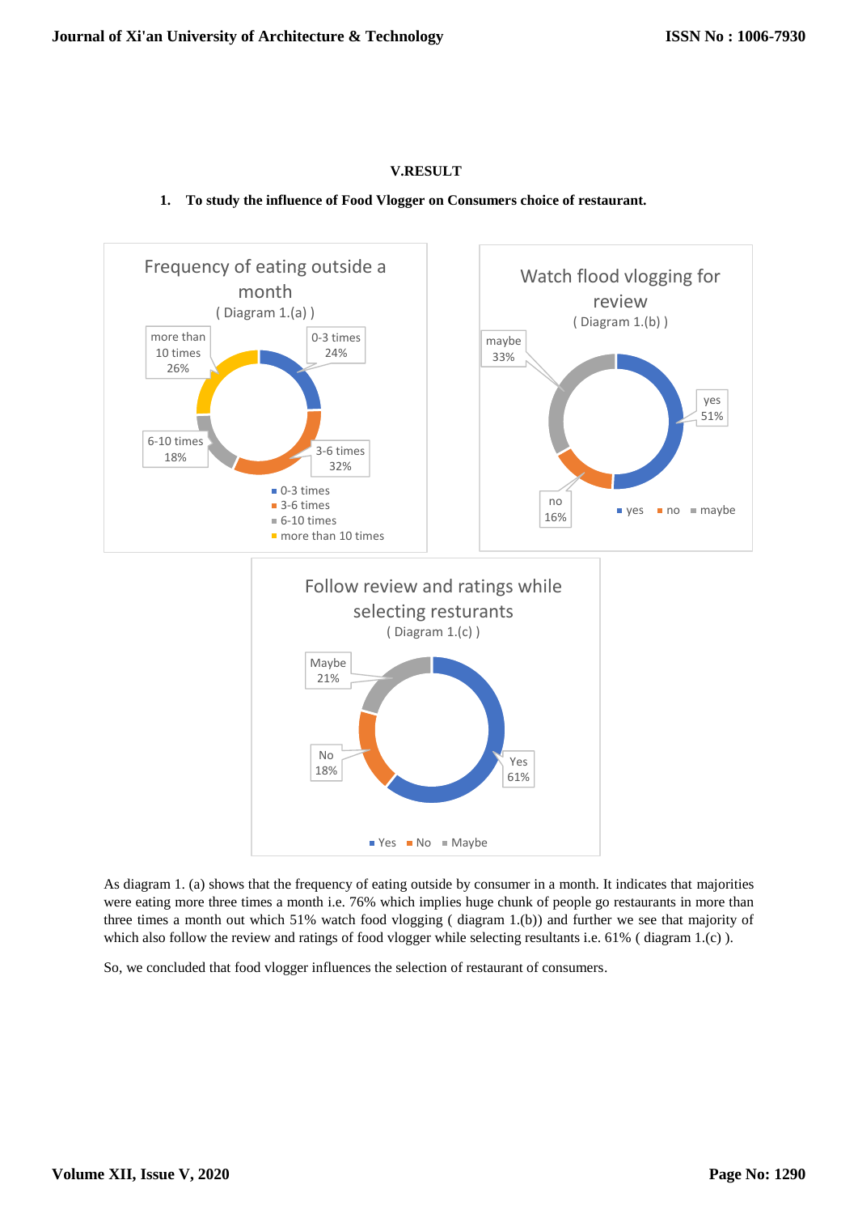## V.RESULT

### 1. To study the influence of Food Vlogger on Consumers choice of restaurant.

**Frequency of eating outside a month**
( Diagram 1.(a) )

| Category | Percentage |
| --- | --- |
| 0-3 times | 24% |
| 3-6 times | 32% |
| 6-10 times | 18% |
| more than 10 times | 26% |

**Watch flood vlogging for review**
( Diagram 1.(b) )

| Category | Percentage |
| --- | --- |
| yes | 51% |
| no | 16% |
| maybe | 33% |

**Follow review and ratings while selecting resturants**
( Diagram 1.(c) )

| Category | Percentage |
| --- | --- |
| Yes | 61% |
| No | 18% |
| Maybe | 21% |

As diagram 1. (a) shows that the frequency of eating outside by consumer in a month. It indicates that majorities were eating more three times a month i.e. 76% which implies huge chunk of people go restaurants in more than three times a month out which 51% watch food vlogging ( diagram 1.(b)) and further we see that majority of which also follow the review and ratings of food vlogger while selecting resultants i.e. 61% ( diagram 1.(c) ).

So, we concluded that food vlogger influences the selection of restaurant of consumers.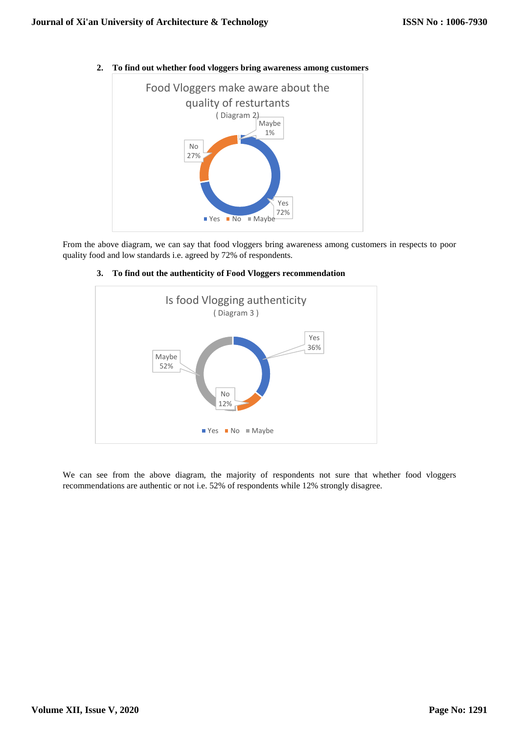**2. To find out whether food vloggers bring awareness among customers**

Food Vloggers make aware about the quality of resturtants
( Diagram 2)

- Yes 72%
- No 27%
- Maybe 1%

From the above diagram, we can say that food vloggers bring awareness among customers in respects to poor quality food and low standards i.e. agreed by 72% of respondents.

**3. To find out the authenticity of Food Vloggers recommendation**

Is food Vlogging authenticity
( Diagram 3 )

- Yes 36%
- No 12%
- Maybe 52%

We can see from the above diagram, the majority of respondents not sure that whether food vloggers recommendations are authentic or not i.e. 52% of respondents while 12% strongly disagree.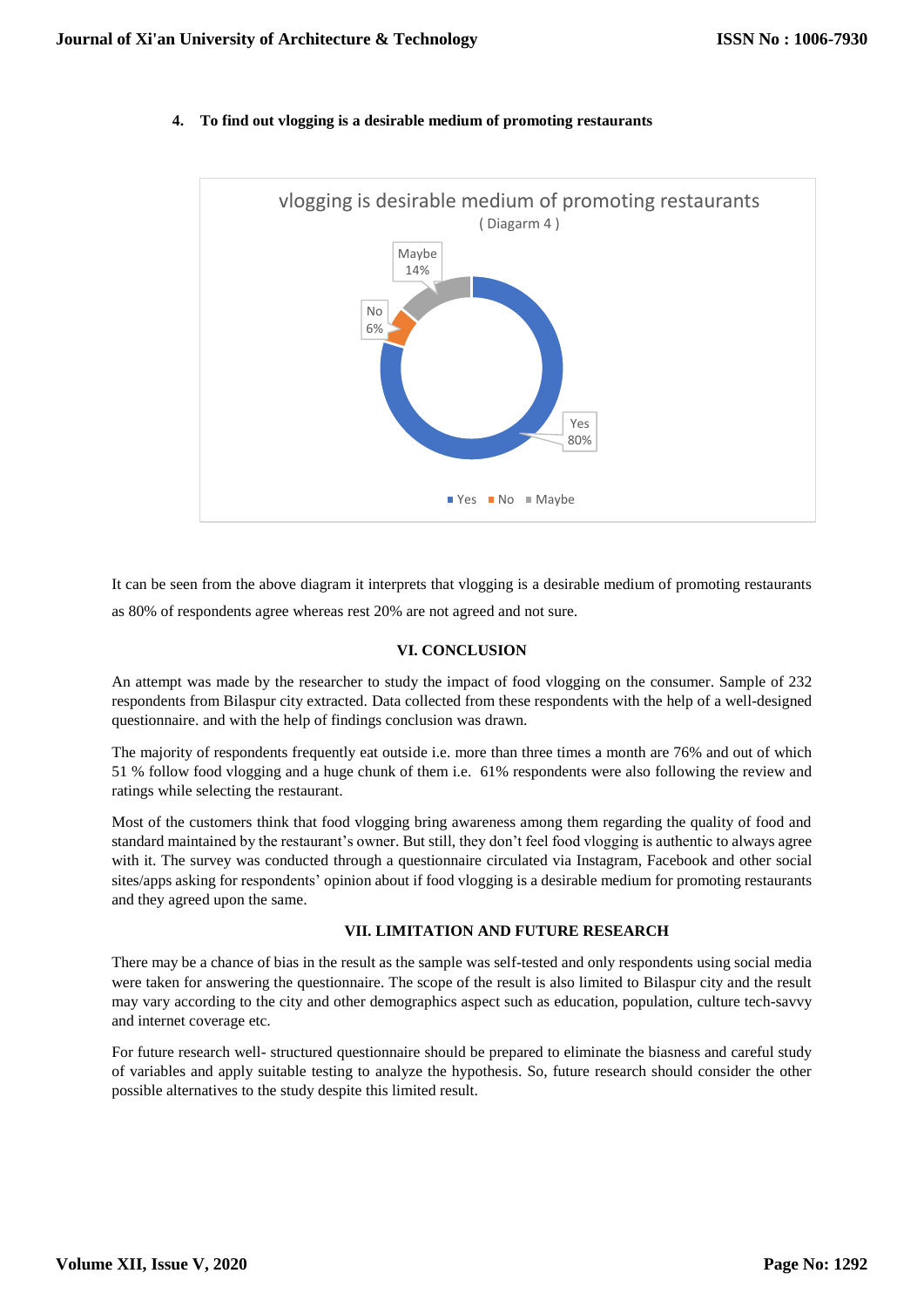4. **To find out vlogging is a desirable medium of promoting restaurants**

vlogging is desirable medium of promoting restaurants
( Diagarm 4 )

Yes 80%, No 6%, Maybe 14%

It can be seen from the above diagram it interprets that vlogging is a desirable medium of promoting restaurants as 80% of respondents agree whereas rest 20% are not agreed and not sure.

## VI. CONCLUSION

An attempt was made by the researcher to study the impact of food vlogging on the consumer. Sample of 232 respondents from Bilaspur city extracted. Data collected from these respondents with the help of a well-designed questionnaire. and with the help of findings conclusion was drawn.

The majority of respondents frequently eat outside i.e. more than three times a month are 76% and out of which 51 % follow food vlogging and a huge chunk of them i.e. 61% respondents were also following the review and ratings while selecting the restaurant.

Most of the customers think that food vlogging bring awareness among them regarding the quality of food and standard maintained by the restaurant's owner. But still, they don't feel food vlogging is authentic to always agree with it. The survey was conducted through a questionnaire circulated via Instagram, Facebook and other social sites/apps asking for respondents' opinion about if food vlogging is a desirable medium for promoting restaurants and they agreed upon the same.

## VII. LIMITATION AND FUTURE RESEARCH

There may be a chance of bias in the result as the sample was self-tested and only respondents using social media were taken for answering the questionnaire. The scope of the result is also limited to Bilaspur city and the result may vary according to the city and other demographics aspect such as education, population, culture tech-savvy and internet coverage etc.

For future research well- structured questionnaire should be prepared to eliminate the biasness and careful study of variables and apply suitable testing to analyze the hypothesis. So, future research should consider the other possible alternatives to the study despite this limited result.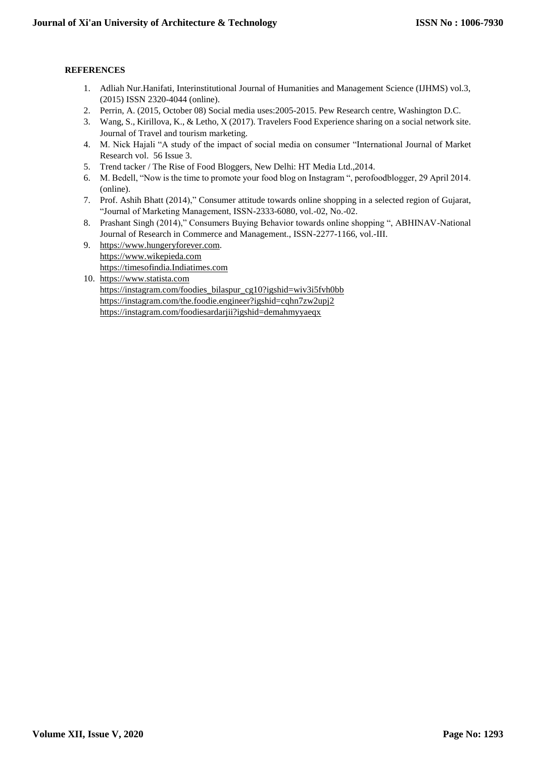**REFERENCES**

1. Adliah Nur.Hanifati, Interinstitutional Journal of Humanities and Management Science (IJHMS) vol.3, (2015) ISSN 2320-4044 (online).
2. Perrin, A. (2015, October 08) Social media uses:2005-2015. Pew Research centre, Washington D.C.
3. Wang, S., Kirillova, K., & Letho, X (2017). Travelers Food Experience sharing on a social network site. Journal of Travel and tourism marketing.
4. M. Nick Hajali "A study of the impact of social media on consumer "International Journal of Market Research vol. 56 Issue 3.
5. Trend tacker / The Rise of Food Bloggers, New Delhi: HT Media Ltd.,2014.
6. M. Bedell, "Now is the time to promote your food blog on Instagram ", perofoodblogger, 29 April 2014. (online).
7. Prof. Ashih Bhatt (2014)," Consumer attitude towards online shopping in a selected region of Gujarat, "Journal of Marketing Management, ISSN-2333-6080, vol.-02, No.-02.
8. Prashant Singh (2014)," Consumers Buying Behavior towards online shopping ", ABHINAV-National Journal of Research in Commerce and Management., ISSN-2277-1166, vol.-III.
9. https://www.hungeryforever.com.  
   https://www.wikepieda.com  
   https://timesofindia.Indiatimes.com
10. https://www.statista.com  
    https://instagram.com/foodies_bilaspur_cg10?igshid=wiv3i5fvh0bb  
    https://instagram.com/the.foodie.engineer?igshid=cqhn7zw2upj2  
    https://instagram.com/foodiesardarjii?igshid=demahmyyaeqx